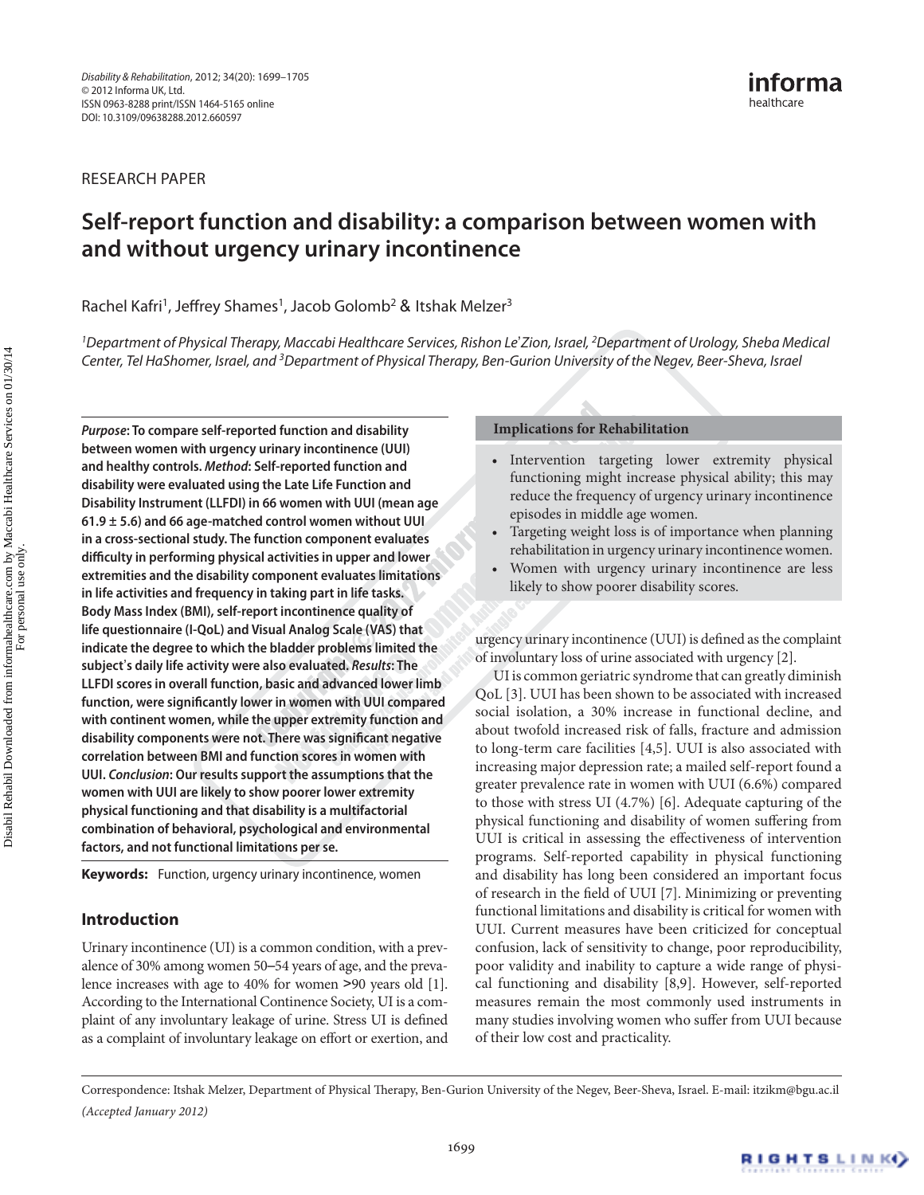RESEARCH PAPER

# Self-report function and disability: a comparison between women with and without urgency urinary incontinence

Rachel Kafri[1], Jeffrey Shames[1], Jacob Golomb[2] & Itshak Melzer[3]

*[1]Department of Physical Therapy, Maccabi Healthcare Services, Rishon Le'Zion, Israel, [2]Department of Urology, Sheba Medical Center, Tel HaShomer, Israel, and [3]Department of Physical Therapy, Ben-Gurion University of the Negev, Beer-Sheva, Israel*

***Purpose*: To compare self-reported function and disability between women with urgency urinary incontinence (UUI) and healthy controls. *Method*: Self-reported function and disability were evaluated using the Late Life Function and Disability Instrument (LLFDI) in 66 women with UUI (mean age 61.9 ± 5.6) and 66 age-matched control women without UUI in a cross-sectional study. The function component evaluates difficulty in performing physical activities in upper and lower extremities and the disability component evaluates limitations in life activities and frequency in taking part in life tasks. Body Mass Index (BMI), self-report incontinence quality of life questionnaire (I-QoL) and Visual Analog Scale (VAS) that indicate the degree to which the bladder problems limited the subject's daily life activity were also evaluated. *Results*: The LLFDI scores in overall function, basic and advanced lower limb function, were significantly lower in women with UUI compared with continent women, while the upper extremity function and disability components were not. There was significant negative correlation between BMI and function scores in women with UUI. *Conclusion*: Our results support the assumptions that the women with UUI are likely to show poorer lower extremity physical functioning and that disability is a multifactorial combination of behavioral, psychological and environmental factors, and not functional limitations per se.**

**Keywords:** Function, urgency urinary incontinence, women

**Implications for Rehabilitation**

- Intervention targeting lower extremity physical functioning might increase physical ability; this may reduce the frequency of urgency urinary incontinence episodes in middle age women.
- Targeting weight loss is of importance when planning rehabilitation in urgency urinary incontinence women.
- Women with urgency urinary incontinence are less likely to show poorer disability scores.

## Introduction

Urinary incontinence (UI) is a common condition, with a prevalence of 30% among women 50–54 years of age, and the prevalence increases with age to 40% for women >90 years old [1]. According to the International Continence Society, UI is a complaint of any involuntary leakage of urine. Stress UI is defined as a complaint of involuntary leakage on effort or exertion, and urgency urinary incontinence (UUI) is defined as the complaint of involuntary loss of urine associated with urgency [2].

UI is common geriatric syndrome that can greatly diminish QoL [3]. UUI has been shown to be associated with increased social isolation, a 30% increase in functional decline, and about twofold increased risk of falls, fracture and admission to long-term care facilities [4,5]. UUI is also associated with increasing major depression rate; a mailed self-report found a greater prevalence rate in women with UUI (6.6%) compared to those with stress UI (4.7%) [6]. Adequate capturing of the physical functioning and disability of women suffering from UUI is critical in assessing the effectiveness of intervention programs. Self-reported capability in physical functioning and disability has long been considered an important focus of research in the field of UUI [7]. Minimizing or preventing functional limitations and disability is critical for women with UUI. Current measures have been criticized for conceptual confusion, lack of sensitivity to change, poor reproducibility, poor validity and inability to capture a wide range of physical functioning and disability [8,9]. However, self-reported measures remain the most commonly used instruments in many studies involving women who suffer from UUI because of their low cost and practicality.

Correspondence: Itshak Melzer, Department of Physical Therapy, Ben-Gurion University of the Negev, Beer-Sheva, Israel. E-mail: itzikm@bgu.ac.il

*(Accepted January 2012)*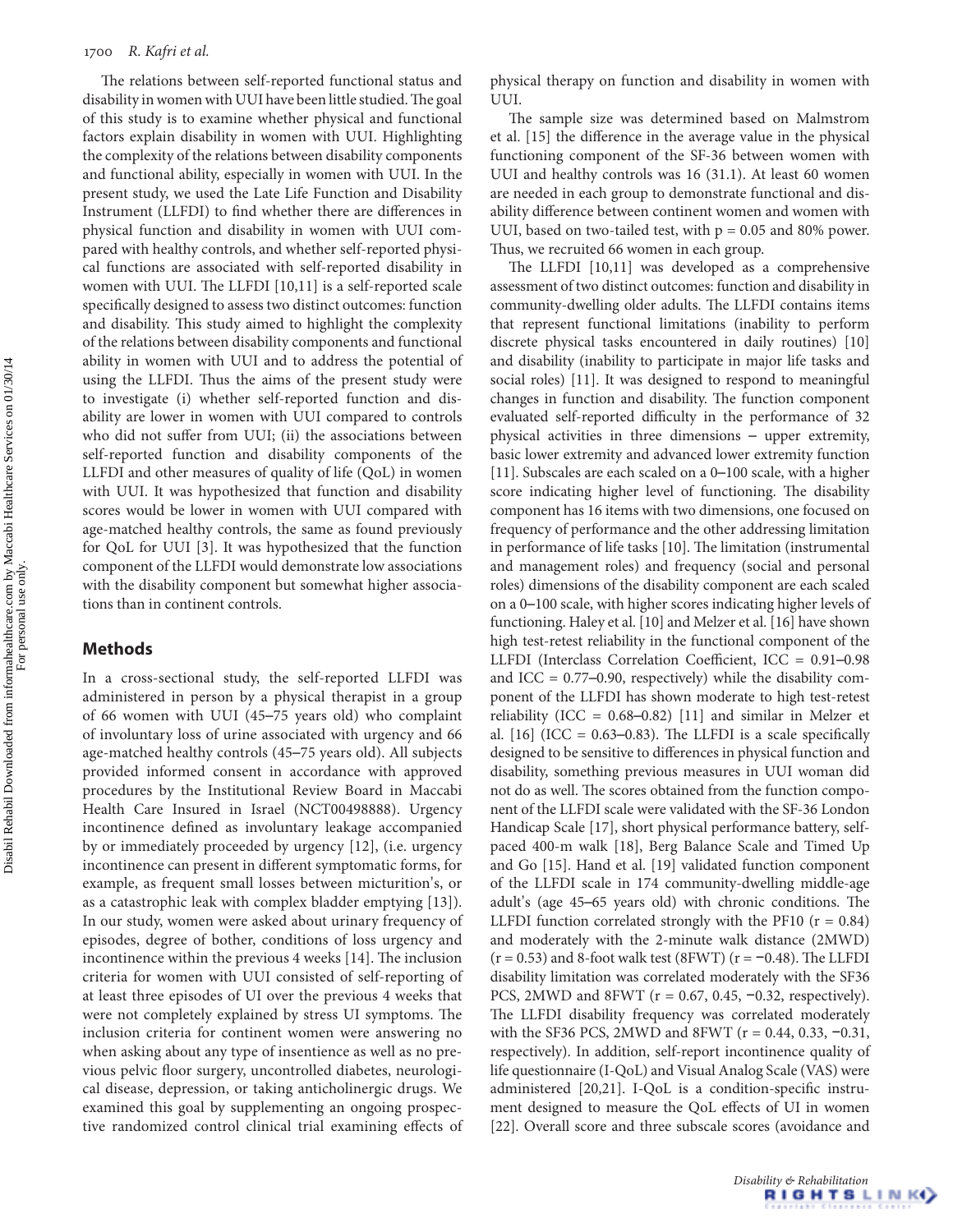The relations between self-reported functional status and disability in women with UUI have been little studied. The goal of this study is to examine whether physical and functional factors explain disability in women with UUI. Highlighting the complexity of the relations between disability components and functional ability, especially in women with UUI. In the present study, we used the Late Life Function and Disability Instrument (LLFDI) to find whether there are differences in physical function and disability in women with UUI compared with healthy controls, and whether self-reported physical functions are associated with self-reported disability in women with UUI. The LLFDI [10,11] is a self-reported scale specifically designed to assess two distinct outcomes: function and disability. This study aimed to highlight the complexity of the relations between disability components and functional ability in women with UUI and to address the potential of using the LLFDI. Thus the aims of the present study were to investigate (i) whether self-reported function and disability are lower in women with UUI compared to controls who did not suffer from UUI; (ii) the associations between self-reported function and disability components of the LLFDI and other measures of quality of life (QoL) in women with UUI. It was hypothesized that function and disability scores would be lower in women with UUI compared with age-matched healthy controls, the same as found previously for QoL for UUI [3]. It was hypothesized that the function component of the LLFDI would demonstrate low associations with the disability component but somewhat higher associations than in continent controls.

## Methods

In a cross-sectional study, the self-reported LLFDI was administered in person by a physical therapist in a group of 66 women with UUI (45–75 years old) who complaint of involuntary loss of urine associated with urgency and 66 age-matched healthy controls (45–75 years old). All subjects provided informed consent in accordance with approved procedures by the Institutional Review Board in Maccabi Health Care Insured in Israel (NCT00498888). Urgency incontinence defined as involuntary leakage accompanied by or immediately proceeded by urgency [12], (i.e. urgency incontinence can present in different symptomatic forms, for example, as frequent small losses between micturition's, or as a catastrophic leak with complex bladder emptying [13]). In our study, women were asked about urinary frequency of episodes, degree of bother, conditions of loss urgency and incontinence within the previous 4 weeks [14]. The inclusion criteria for women with UUI consisted of self-reporting of at least three episodes of UI over the previous 4 weeks that were not completely explained by stress UI symptoms. The inclusion criteria for continent women were answering no when asking about any type of insentience as well as no previous pelvic floor surgery, uncontrolled diabetes, neurological disease, depression, or taking anticholinergic drugs. We examined this goal by supplementing an ongoing prospective randomized control clinical trial examining effects of physical therapy on function and disability in women with UUI.

The sample size was determined based on Malmstrom et al. [15] the difference in the average value in the physical functioning component of the SF-36 between women with UUI and healthy controls was 16 (31.1). At least 60 women are needed in each group to demonstrate functional and disability difference between continent women and women with UUI, based on two-tailed test, with p = 0.05 and 80% power. Thus, we recruited 66 women in each group.

The LLFDI [10,11] was developed as a comprehensive assessment of two distinct outcomes: function and disability in community-dwelling older adults. The LLFDI contains items that represent functional limitations (inability to perform discrete physical tasks encountered in daily routines) [10] and disability (inability to participate in major life tasks and social roles) [11]. It was designed to respond to meaningful changes in function and disability. The function component evaluated self-reported difficulty in the performance of 32 physical activities in three dimensions – upper extremity, basic lower extremity and advanced lower extremity function [11]. Subscales are each scaled on a 0–100 scale, with a higher score indicating higher level of functioning. The disability component has 16 items with two dimensions, one focused on frequency of performance and the other addressing limitation in performance of life tasks [10]. The limitation (instrumental and management roles) and frequency (social and personal roles) dimensions of the disability component are each scaled on a 0–100 scale, with higher scores indicating higher levels of functioning. Haley et al. [10] and Melzer et al. [16] have shown high test-retest reliability in the functional component of the LLFDI (Interclass Correlation Coefficient, ICC = 0.91–0.98 and ICC = 0.77–0.90, respectively) while the disability component of the LLFDI has shown moderate to high test-retest reliability (ICC = 0.68–0.82) [11] and similar in Melzer et al. [16] (ICC = 0.63–0.83). The LLFDI is a scale specifically designed to be sensitive to differences in physical function and disability, something previous measures in UUI woman did not do as well. The scores obtained from the function component of the LLFDI scale were validated with the SF-36 London Handicap Scale [17], short physical performance battery, self-paced 400-m walk [18], Berg Balance Scale and Timed Up and Go [15]. Hand et al. [19] validated function component of the LLFDI scale in 174 community-dwelling middle-age adult's (age 45–65 years old) with chronic conditions. The LLFDI function correlated strongly with the PF10 (r = 0.84) and moderately with the 2-minute walk distance (2MWD) (r = 0.53) and 8-foot walk test (8FWT) (r = −0.48). The LLFDI disability limitation was correlated moderately with the SF36 PCS, 2MWD and 8FWT (r = 0.67, 0.45, −0.32, respectively). The LLFDI disability frequency was correlated moderately with the SF36 PCS, 2MWD and 8FWT (r = 0.44, 0.33, −0.31, respectively). In addition, self-report incontinence quality of life questionnaire (I-QoL) and Visual Analog Scale (VAS) were administered [20,21]. I-QoL is a condition-specific instrument designed to measure the QoL effects of UI in women [22]. Overall score and three subscale scores (avoidance and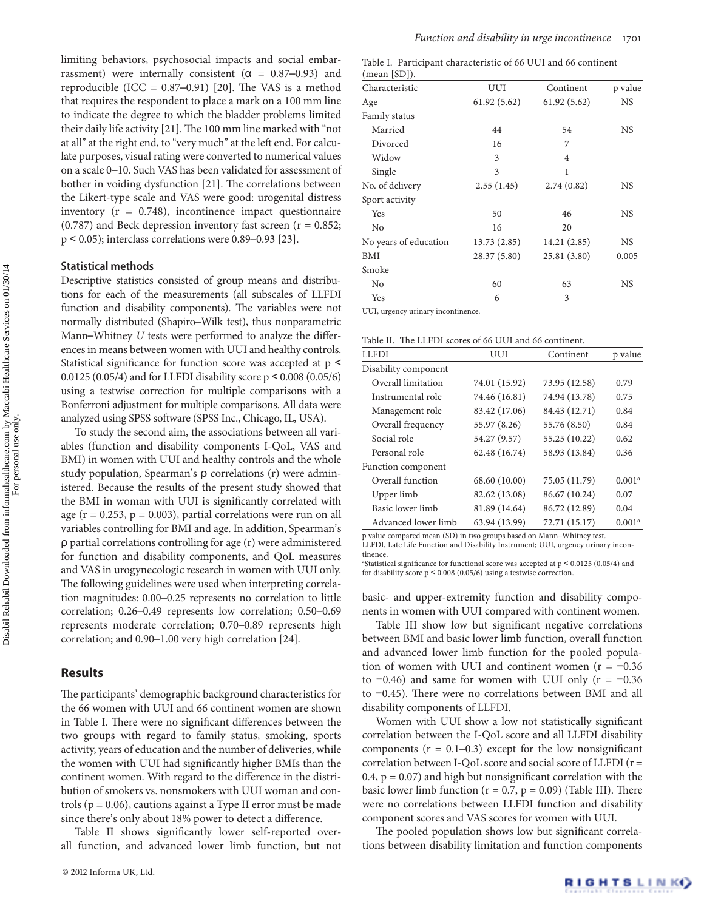limiting behaviors, psychosocial impacts and social embarrassment) were internally consistent (α = 0.87–0.93) and reproducible (ICC = 0.87–0.91) [20]. The VAS is a method that requires the respondent to place a mark on a 100 mm line to indicate the degree to which the bladder problems limited their daily life activity [21]. The 100 mm line marked with "not at all" at the right end, to "very much" at the left end. For calculate purposes, visual rating were converted to numerical values on a scale 0–10. Such VAS has been validated for assessment of bother in voiding dysfunction [21]. The correlations between the Likert-type scale and VAS were good: urogenital distress inventory (r = 0.748), incontinence impact questionnaire (0.787) and Beck depression inventory fast screen (r = 0.852; $p < 0.05$); interclass correlations were 0.89–0.93 [23].

### Statistical methods

Descriptive statistics consisted of group means and distributions for each of the measurements (all subscales of LLFDI function and disability components). The variables were not normally distributed (Shapiro–Wilk test), thus nonparametric Mann–Whitney *U* tests were performed to analyze the differences in means between women with UUI and healthy controls. Statistical significance for function score was accepted at $p < 0.0125$ (0.05/4) and for LLFDI disability score $p < 0.008$ (0.05/6) using a testwise correction for multiple comparisons with a Bonferroni adjustment for multiple comparisons. All data were analyzed using SPSS software (SPSS Inc., Chicago, IL, USA).

To study the second aim, the associations between all variables (function and disability components I-QoL, VAS and BMI) in women with UUI and healthy controls and the whole study population, Spearman's ρ correlations (r) were administered. Because the results of the present study showed that the BMI in woman with UUI is significantly correlated with age (r = 0.253, p = 0.003), partial correlations were run on all variables controlling for BMI and age. In addition, Spearman's ρ partial correlations controlling for age (r) were administered for function and disability components, and QoL measures and VAS in urogynecologic research in women with UUI only. The following guidelines were used when interpreting correlation magnitudes: 0.00–0.25 represents no correlation to little correlation; 0.26–0.49 represents low correlation; 0.50–0.69 represents moderate correlation; 0.70–0.89 represents high correlation; and 0.90–1.00 very high correlation [24].

## Results

The participants' demographic background characteristics for the 66 women with UUI and 66 continent women are shown in Table I. There were no significant differences between the two groups with regard to family status, smoking, sports activity, years of education and the number of deliveries, while the women with UUI had significantly higher BMIs than the continent women. With regard to the difference in the distribution of smokers vs. nonsmokers with UUI woman and controls (p = 0.06), cautions against a Type II error must be made since there's only about 18% power to detect a difference.

Table II shows significantly lower self-reported overall function, and advanced lower limb function, but not basic- and upper-extremity function and disability components in women with UUI compared with continent women.

Table I. Participant characteristic of 66 UUI and 66 continent (mean [SD]).

| Characteristic | UUI | Continent | p value |
|---|---|---|---|
| Age | 61.92 (5.62) | 61.92 (5.62) | NS |
| Family status | | | |
| Married | 44 | 54 | NS |
| Divorced | 16 | 7 | |
| Widow | 3 | 4 | |
| Single | 3 | 1 | |
| No. of delivery | 2.55 (1.45) | 2.74 (0.82) | NS |
| Sport activity | | | |
| Yes | 50 | 46 | NS |
| No | 16 | 20 | |
| No years of education | 13.73 (2.85) | 14.21 (2.85) | NS |
| BMI | 28.37 (5.80) | 25.81 (3.80) | 0.005 |
| Smoke | | | |
| No | 60 | 63 | NS |
| Yes | 6 | 3 | |

UUI, urgency urinary incontinence.

Table II. The LLFDI scores of 66 UUI and 66 continent.

| LLFDI | UUI | Continent | p value |
|---|---|---|---|
| Disability component | | | |
| Overall limitation | 74.01 (15.92) | 73.95 (12.58) | 0.79 |
| Instrumental role | 74.46 (16.81) | 74.94 (13.78) | 0.75 |
| Management role | 83.42 (17.06) | 84.43 (12.71) | 0.84 |
| Overall frequency | 55.97 (8.26) | 55.76 (8.50) | 0.84 |
| Social role | 54.27 (9.57) | 55.25 (10.22) | 0.62 |
| Personal role | 62.48 (16.74) | 58.93 (13.84) | 0.36 |
| Function component | | | |
| Overall function | 68.60 (10.00) | 75.05 (11.79) | 0.001[a] |
| Upper limb | 82.62 (13.08) | 86.67 (10.24) | 0.07 |
| Basic lower limb | 81.89 (14.64) | 86.72 (12.89) | 0.04 |
| Advanced lower limb | 63.94 (13.99) | 72.71 (15.17) | 0.001[a] |

p value compared mean (SD) in two groups based on Mann–Whitney test.
LLFDI, Late Life Function and Disability Instrument; UUI, urgency urinary incontinence.
[a]Statistical significance for functional score was accepted at $p < 0.0125$ (0.05/4) and for disability score $p < 0.008$ (0.05/6) using a testwise correction.

Table III show low but significant negative correlations between BMI and basic lower limb function, overall function and advanced lower limb function for the pooled population of women with UUI and continent women (r = −0.36 to −0.46) and same for women with UUI only (r = −0.36 to −0.45). There were no correlations between BMI and all disability components of LLFDI.

Women with UUI show a low not statistically significant correlation between the I-QoL score and all LLFDI disability components (r = 0.1–0.3) except for the low nonsignificant correlation between I-QoL score and social score of LLFDI (r = 0.4, p = 0.07) and high but nonsignificant correlation with the basic lower limb function (r = 0.7, p = 0.09) (Table III). There were no correlations between LLFDI function and disability component scores and VAS scores for women with UUI.

The pooled population shows low but significant correlations between disability limitation and function components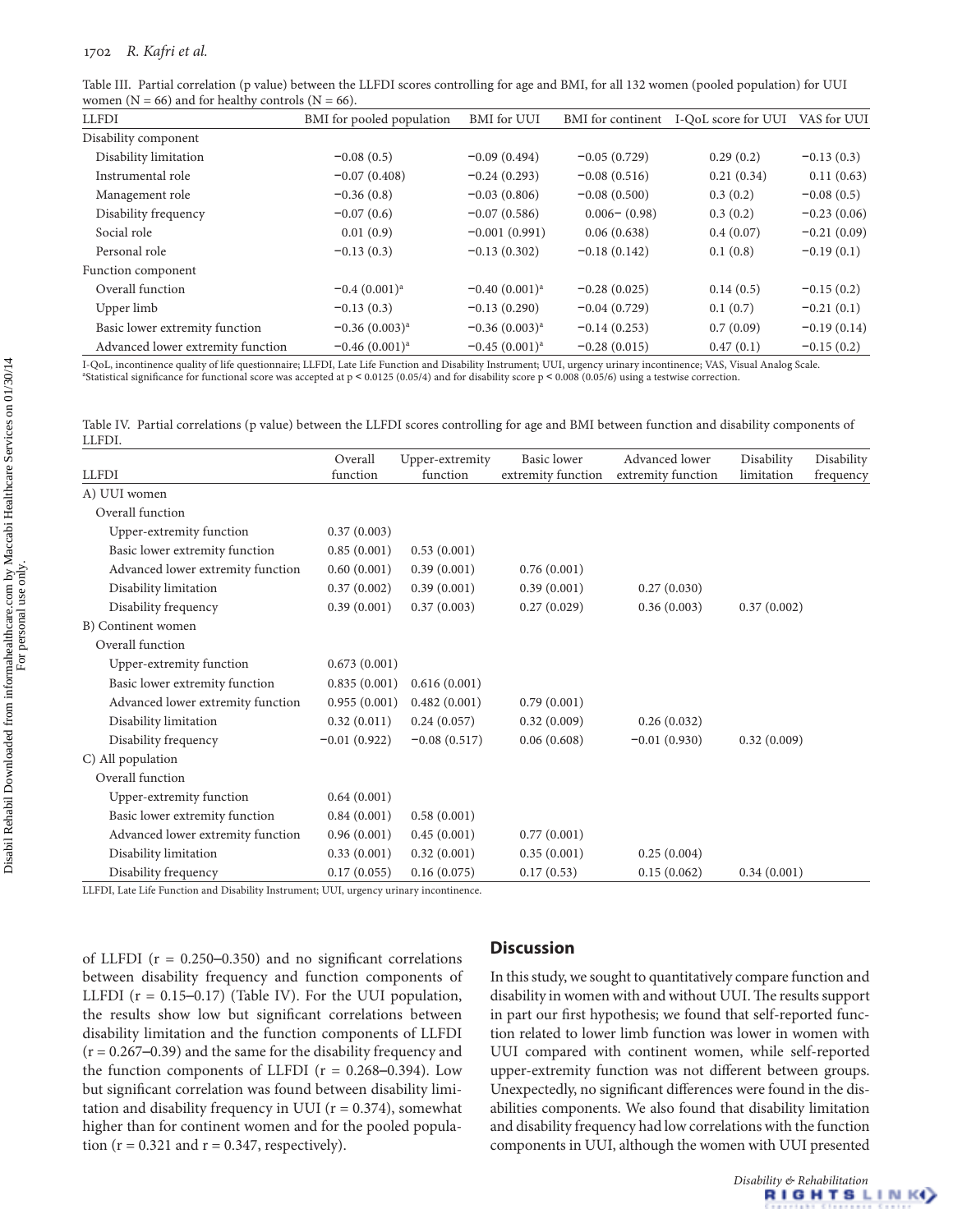Table III. Partial correlation (p value) between the LLFDI scores controlling for age and BMI, for all 132 women (pooled population) for UUI women (N = 66) and for healthy controls (N = 66).

| LLFDI | BMI for pooled population | BMI for UUI | BMI for continent | I-QoL score for UUI | VAS for UUI |
|---|---|---|---|---|---|
| Disability component | | | | | |
| Disability limitation | −0.08 (0.5) | −0.09 (0.494) | −0.05 (0.729) | 0.29 (0.2) | −0.13 (0.3) |
| Instrumental role | −0.07 (0.408) | −0.24 (0.293) | −0.08 (0.516) | 0.21 (0.34) | 0.11 (0.63) |
| Management role | −0.36 (0.8) | −0.03 (0.806) | −0.08 (0.500) | 0.3 (0.2) | −0.08 (0.5) |
| Disability frequency | −0.07 (0.6) | −0.07 (0.586) | 0.006− (0.98) | 0.3 (0.2) | −0.23 (0.06) |
| Social role | 0.01 (0.9) | −0.001 (0.991) | 0.06 (0.638) | 0.4 (0.07) | −0.21 (0.09) |
| Personal role | −0.13 (0.3) | −0.13 (0.302) | −0.18 (0.142) | 0.1 (0.8) | −0.19 (0.1) |
| Function component | | | | | |
| Overall function | −0.4 (0.001)[a] | −0.40 (0.001)[a] | −0.28 (0.025) | 0.14 (0.5) | −0.15 (0.2) |
| Upper limb | −0.13 (0.3) | −0.13 (0.290) | −0.04 (0.729) | 0.1 (0.7) | −0.21 (0.1) |
| Basic lower extremity function | −0.36 (0.003)[a] | −0.36 (0.003)[a] | −0.14 (0.253) | 0.7 (0.09) | −0.19 (0.14) |
| Advanced lower extremity function | −0.46 (0.001)[a] | −0.45 (0.001)[a] | −0.28 (0.015) | 0.47 (0.1) | −0.15 (0.2) |

I-QoL, incontinence quality of life questionnaire; LLFDI, Late Life Function and Disability Instrument; UUI, urgency urinary incontinence; VAS, Visual Analog Scale.
[a]Statistical significance for functional score was accepted at $p < 0.0125$ (0.05/4) and for disability score $p < 0.008$ (0.05/6) using a testwise correction.

Table IV. Partial correlations (p value) between the LLFDI scores controlling for age and BMI between function and disability components of LLFDI.

| LLFDI | Overall function | Upper-extremity function | Basic lower extremity function | Advanced lower extremity function | Disability limitation | Disability frequency |
|---|---|---|---|---|---|---|
| A) UUI women | | | | | | |
| Overall function | | | | | | |
| Upper-extremity function | 0.37 (0.003) | | | | | |
| Basic lower extremity function | 0.85 (0.001) | 0.53 (0.001) | | | | |
| Advanced lower extremity function | 0.60 (0.001) | 0.39 (0.001) | 0.76 (0.001) | | | |
| Disability limitation | 0.37 (0.002) | 0.39 (0.001) | 0.39 (0.001) | 0.27 (0.030) | | |
| Disability frequency | 0.39 (0.001) | 0.37 (0.003) | 0.27 (0.029) | 0.36 (0.003) | 0.37 (0.002) | |
| B) Continent women | | | | | | |
| Overall function | | | | | | |
| Upper-extremity function | 0.673 (0.001) | | | | | |
| Basic lower extremity function | 0.835 (0.001) | 0.616 (0.001) | | | | |
| Advanced lower extremity function | 0.955 (0.001) | 0.482 (0.001) | 0.79 (0.001) | | | |
| Disability limitation | 0.32 (0.011) | 0.24 (0.057) | 0.32 (0.009) | 0.26 (0.032) | | |
| Disability frequency | −0.01 (0.922) | −0.08 (0.517) | 0.06 (0.608) | −0.01 (0.930) | 0.32 (0.009) | |
| C) All population | | | | | | |
| Overall function | | | | | | |
| Upper-extremity function | 0.64 (0.001) | | | | | |
| Basic lower extremity function | 0.84 (0.001) | 0.58 (0.001) | | | | |
| Advanced lower extremity function | 0.96 (0.001) | 0.45 (0.001) | 0.77 (0.001) | | | |
| Disability limitation | 0.33 (0.001) | 0.32 (0.001) | 0.35 (0.001) | 0.25 (0.004) | | |
| Disability frequency | 0.17 (0.055) | 0.16 (0.075) | 0.17 (0.53) | 0.15 (0.062) | 0.34 (0.001) | |

LLFDI, Late Life Function and Disability Instrument; UUI, urgency urinary incontinence.

of LLFDI ($r = 0.250$–$0.350$) and no significant correlations between disability frequency and function components of LLFDI ($r = 0.15$–$0.17$) (Table IV). For the UUI population, the results show low but significant correlations between disability limitation and the function components of LLFDI ($r = 0.267$–$0.39$) and the same for the disability frequency and the function components of LLFDI ($r = 0.268$–$0.394$). Low but significant correlation was found between disability limitation and disability frequency in UUI ($r = 0.374$), somewhat higher than for continent women and for the pooled population ($r = 0.321$ and $r = 0.347$, respectively).

## Discussion

In this study, we sought to quantitatively compare function and disability in women with and without UUI. The results support in part our first hypothesis; we found that self-reported function related to lower limb function was lower in women with UUI compared with continent women, while self-reported upper-extremity function was not different between groups. Unexpectedly, no significant differences were found in the disabilities components. We also found that disability limitation and disability frequency had low correlations with the function components in UUI, although the women with UUI presented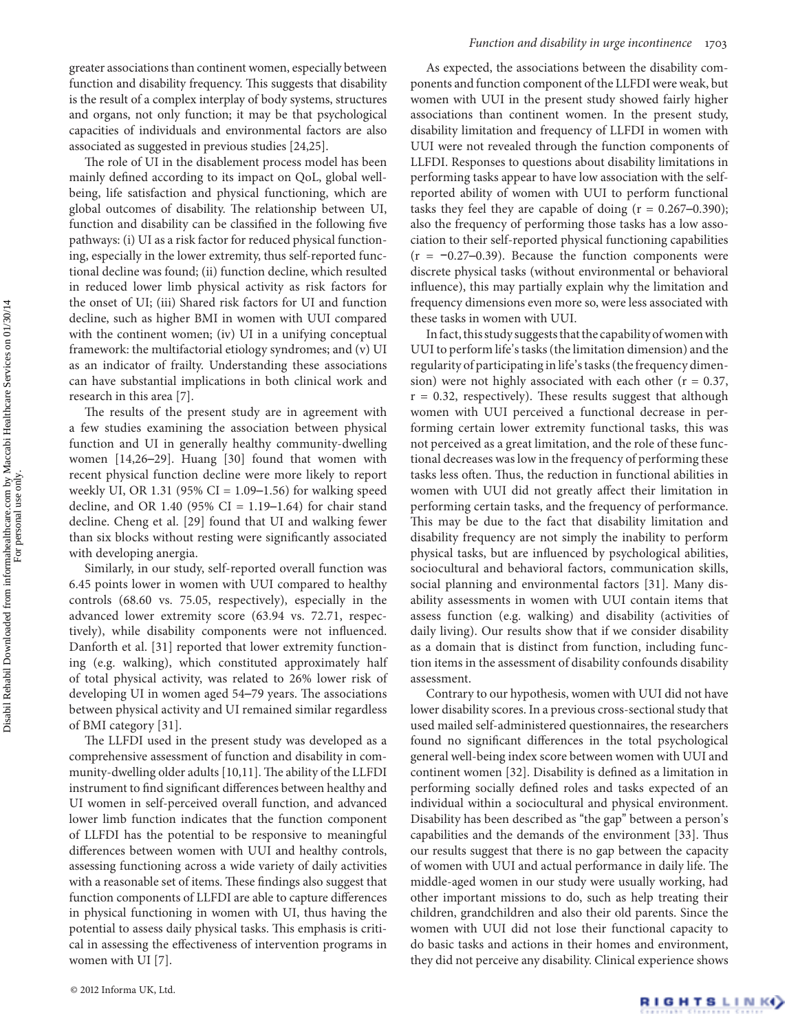greater associations than continent women, especially between function and disability frequency. This suggests that disability is the result of a complex interplay of body systems, structures and organs, not only function; it may be that psychological capacities of individuals and environmental factors are also associated as suggested in previous studies [24,25].

The role of UI in the disablement process model has been mainly defined according to its impact on QoL, global well-being, life satisfaction and physical functioning, which are global outcomes of disability. The relationship between UI, function and disability can be classified in the following five pathways: (i) UI as a risk factor for reduced physical functioning, especially in the lower extremity, thus self-reported functional decline was found; (ii) function decline, which resulted in reduced lower limb physical activity as risk factors for the onset of UI; (iii) Shared risk factors for UI and function decline, such as higher BMI in women with UUI compared with the continent women; (iv) UI in a unifying conceptual framework: the multifactorial etiology syndromes; and (v) UI as an indicator of frailty. Understanding these associations can have substantial implications in both clinical work and research in this area [7].

The results of the present study are in agreement with a few studies examining the association between physical function and UI in generally healthy community-dwelling women [14,26–29]. Huang [30] found that women with recent physical function decline were more likely to report weekly UI, OR 1.31 (95% CI = 1.09–1.56) for walking speed decline, and OR 1.40 (95% CI = 1.19–1.64) for chair stand decline. Cheng et al. [29] found that UI and walking fewer than six blocks without resting were significantly associated with developing anergia.

Similarly, in our study, self-reported overall function was 6.45 points lower in women with UUI compared to healthy controls (68.60 vs. 75.05, respectively), especially in the advanced lower extremity score (63.94 vs. 72.71, respectively), while disability components were not influenced. Danforth et al. [31] reported that lower extremity functioning (e.g. walking), which constituted approximately half of total physical activity, was related to 26% lower risk of developing UI in women aged 54–79 years. The associations between physical activity and UI remained similar regardless of BMI category [31].

The LLFDI used in the present study was developed as a comprehensive assessment of function and disability in community-dwelling older adults [10,11]. The ability of the LLFDI instrument to find significant differences between healthy and UI women in self-perceived overall function, and advanced lower limb function indicates that the function component of LLFDI has the potential to be responsive to meaningful differences between women with UUI and healthy controls, assessing functioning across a wide variety of daily activities with a reasonable set of items. These findings also suggest that function components of LLFDI are able to capture differences in physical functioning in women with UI, thus having the potential to assess daily physical tasks. This emphasis is critical in assessing the effectiveness of intervention programs in women with UI [7].

As expected, the associations between the disability components and function component of the LLFDI were weak, but women with UUI in the present study showed fairly higher associations than continent women. In the present study, disability limitation and frequency of LLFDI in women with UUI were not revealed through the function components of LLFDI. Responses to questions about disability limitations in performing tasks appear to have low association with the self-reported ability of women with UUI to perform functional tasks they feel they are capable of doing ($r = 0.267–0.390$); also the frequency of performing those tasks has a low association to their self-reported physical functioning capabilities ($r = -0.27–0.39$). Because the function components were discrete physical tasks (without environmental or behavioral influence), this may partially explain why the limitation and frequency dimensions even more so, were less associated with these tasks in women with UUI.

In fact, this study suggests that the capability of women with UUI to perform life's tasks (the limitation dimension) and the regularity of participating in life's tasks (the frequency dimension) were not highly associated with each other ($r = 0.37$, $r = 0.32$, respectively). These results suggest that although women with UUI perceived a functional decrease in performing certain lower extremity functional tasks, this was not perceived as a great limitation, and the role of these functional decreases was low in the frequency of performing these tasks less often. Thus, the reduction in functional abilities in women with UUI did not greatly affect their limitation in performing certain tasks, and the frequency of performance. This may be due to the fact that disability limitation and disability frequency are not simply the inability to perform physical tasks, but are influenced by psychological abilities, sociocultural and behavioral factors, communication skills, social planning and environmental factors [31]. Many disability assessments in women with UUI contain items that assess function (e.g. walking) and disability (activities of daily living). Our results show that if we consider disability as a domain that is distinct from function, including function items in the assessment of disability confounds disability assessment.

Contrary to our hypothesis, women with UUI did not have lower disability scores. In a previous cross-sectional study that used mailed self-administered questionnaires, the researchers found no significant differences in the total psychological general well-being index score between women with UUI and continent women [32]. Disability is defined as a limitation in performing socially defined roles and tasks expected of an individual within a sociocultural and physical environment. Disability has been described as "the gap" between a person's capabilities and the demands of the environment [33]. Thus our results suggest that there is no gap between the capacity of women with UUI and actual performance in daily life. The middle-aged women in our study were usually working, had other important missions to do, such as help treating their children, grandchildren and also their old parents. Since the women with UUI did not lose their functional capacity to do basic tasks and actions in their homes and environment, they did not perceive any disability. Clinical experience shows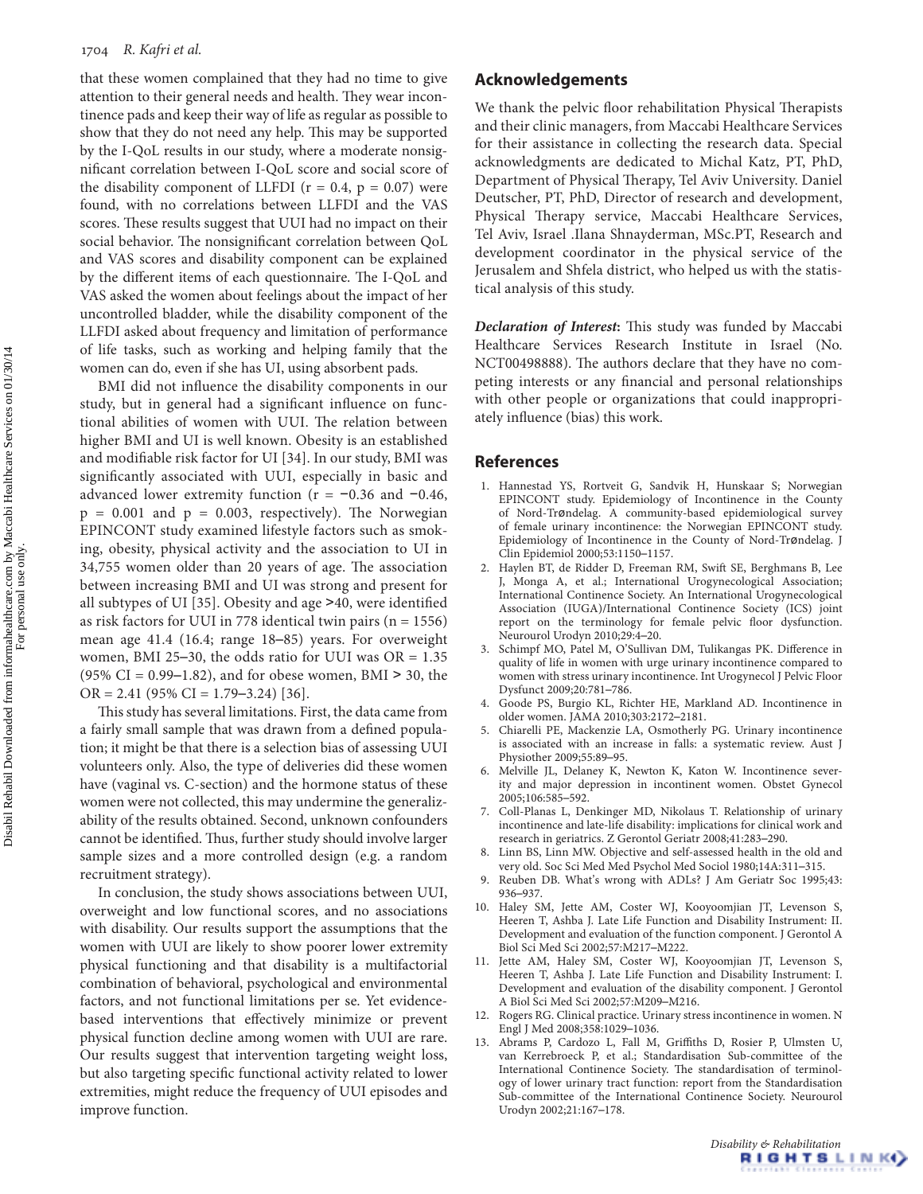that these women complained that they had no time to give attention to their general needs and health. They wear incontinence pads and keep their way of life as regular as possible to show that they do not need any help. This may be supported by the I-QoL results in our study, where a moderate nonsignificant correlation between I-QoL score and social score of the disability component of LLFDI ($r = 0.4$, $p = 0.07$) were found, with no correlations between LLFDI and the VAS scores. These results suggest that UUI had no impact on their social behavior. The nonsignificant correlation between QoL and VAS scores and disability component can be explained by the different items of each questionnaire. The I-QoL and VAS asked the women about feelings about the impact of her uncontrolled bladder, while the disability component of the LLFDI asked about frequency and limitation of performance of life tasks, such as working and helping family that the women can do, even if she has UI, using absorbent pads.

BMI did not influence the disability components in our study, but in general had a significant influence on functional abilities of women with UUI. The relation between higher BMI and UI is well known. Obesity is an established and modifiable risk factor for UI [34]. In our study, BMI was significantly associated with UUI, especially in basic and advanced lower extremity function ($r = -0.36$ and $-0.46$, $p = 0.001$ and $p = 0.003$, respectively). The Norwegian EPINCONT study examined lifestyle factors such as smoking, obesity, physical activity and the association to UI in 34,755 women older than 20 years of age. The association between increasing BMI and UI was strong and present for all subtypes of UI [35]. Obesity and age >40, were identified as risk factors for UUI in 778 identical twin pairs ($n = 1556$) mean age 41.4 (16.4; range 18–85) years. For overweight women, BMI 25–30, the odds ratio for UUI was OR = 1.35 (95% CI = 0.99–1.82), and for obese women, BMI > 30, the OR = 2.41 (95% CI = 1.79–3.24) [36].

This study has several limitations. First, the data came from a fairly small sample that was drawn from a defined population; it might be that there is a selection bias of assessing UUI volunteers only. Also, the type of deliveries did these women have (vaginal vs. C-section) and the hormone status of these women were not collected, this may undermine the generalizability of the results obtained. Second, unknown confounders cannot be identified. Thus, further study should involve larger sample sizes and a more controlled design (e.g. a random recruitment strategy).

In conclusion, the study shows associations between UUI, overweight and low functional scores, and no associations with disability. Our results support the assumptions that the women with UUI are likely to show poorer lower extremity physical functioning and that disability is a multifactorial combination of behavioral, psychological and environmental factors, and not functional limitations per se. Yet evidence-based interventions that effectively minimize or prevent physical function decline among women with UUI are rare. Our results suggest that intervention targeting weight loss, but also targeting specific functional activity related to lower extremities, might reduce the frequency of UUI episodes and improve function.

## Acknowledgements

We thank the pelvic floor rehabilitation Physical Therapists and their clinic managers, from Maccabi Healthcare Services for their assistance in collecting the research data. Special acknowledgments are dedicated to Michal Katz, PT, PhD, Department of Physical Therapy, Tel Aviv University. Daniel Deutscher, PT, PhD, Director of research and development, Physical Therapy service, Maccabi Healthcare Services, Tel Aviv, Israel .Ilana Shnayderman, MSc.PT, Research and development coordinator in the physical service of the Jerusalem and Shfela district, who helped us with the statistical analysis of this study.

***Declaration of Interest*:** This study was funded by Maccabi Healthcare Services Research Institute in Israel (No. NCT00498888). The authors declare that they have no competing interests or any financial and personal relationships with other people or organizations that could inappropriately influence (bias) this work.

## References

1. Hannestad YS, Rortveit G, Sandvik H, Hunskaar S; Norwegian EPINCONT study. Epidemiology of Incontinence in the County of Nord-Trøndelag. A community-based epidemiological survey of female urinary incontinence: the Norwegian EPINCONT study. Epidemiology of Incontinence in the County of Nord-Trøndelag. J Clin Epidemiol 2000;53:1150–1157.
2. Haylen BT, de Ridder D, Freeman RM, Swift SE, Berghmans B, Lee J, Monga A, et al.; International Urogynecological Association; International Continence Society. An International Urogynecological Association (IUGA)/International Continence Society (ICS) joint report on the terminology for female pelvic floor dysfunction. Neurourol Urodyn 2010;29:4–20.
3. Schimpf MO, Patel M, O'Sullivan DM, Tulikangas PK. Difference in quality of life in women with urge urinary incontinence compared to women with stress urinary incontinence. Int Urogynecol J Pelvic Floor Dysfunct 2009;20:781–786.
4. Goode PS, Burgio KL, Richter HE, Markland AD. Incontinence in older women. JAMA 2010;303:2172–2181.
5. Chiarelli PE, Mackenzie LA, Osmotherly PG. Urinary incontinence is associated with an increase in falls: a systematic review. Aust J Physiother 2009;55:89–95.
6. Melville JL, Delaney K, Newton K, Katon W. Incontinence severity and major depression in incontinent women. Obstet Gynecol 2005;106:585–592.
7. Coll-Planas L, Denkinger MD, Nikolaus T. Relationship of urinary incontinence and late-life disability: implications for clinical work and research in geriatrics. Z Gerontol Geriatr 2008;41:283–290.
8. Linn BS, Linn MW. Objective and self-assessed health in the old and very old. Soc Sci Med Med Psychol Med Sociol 1980;14A:311–315.
9. Reuben DB. What's wrong with ADLs? J Am Geriatr Soc 1995;43:936–937.
10. Haley SM, Jette AM, Coster WJ, Kooyoomjian JT, Levenson S, Heeren T, Ashba J. Late Life Function and Disability Instrument: II. Development and evaluation of the function component. J Gerontol A Biol Sci Med Sci 2002;57:M217–M222.
11. Jette AM, Haley SM, Coster WJ, Kooyoomjian JT, Levenson S, Heeren T, Ashba J. Late Life Function and Disability Instrument: I. Development and evaluation of the disability component. J Gerontol A Biol Sci Med Sci 2002;57:M209–M216.
12. Rogers RG. Clinical practice. Urinary stress incontinence in women. N Engl J Med 2008;358:1029–1036.
13. Abrams P, Cardozo L, Fall M, Griffiths D, Rosier P, Ulmsten U, van Kerrebroeck P, et al.; Standardisation Sub-committee of the International Continence Society. The standardisation of terminology of lower urinary tract function: report from the Standardisation Sub-committee of the International Continence Society. Neurourol Urodyn 2002;21:167–178.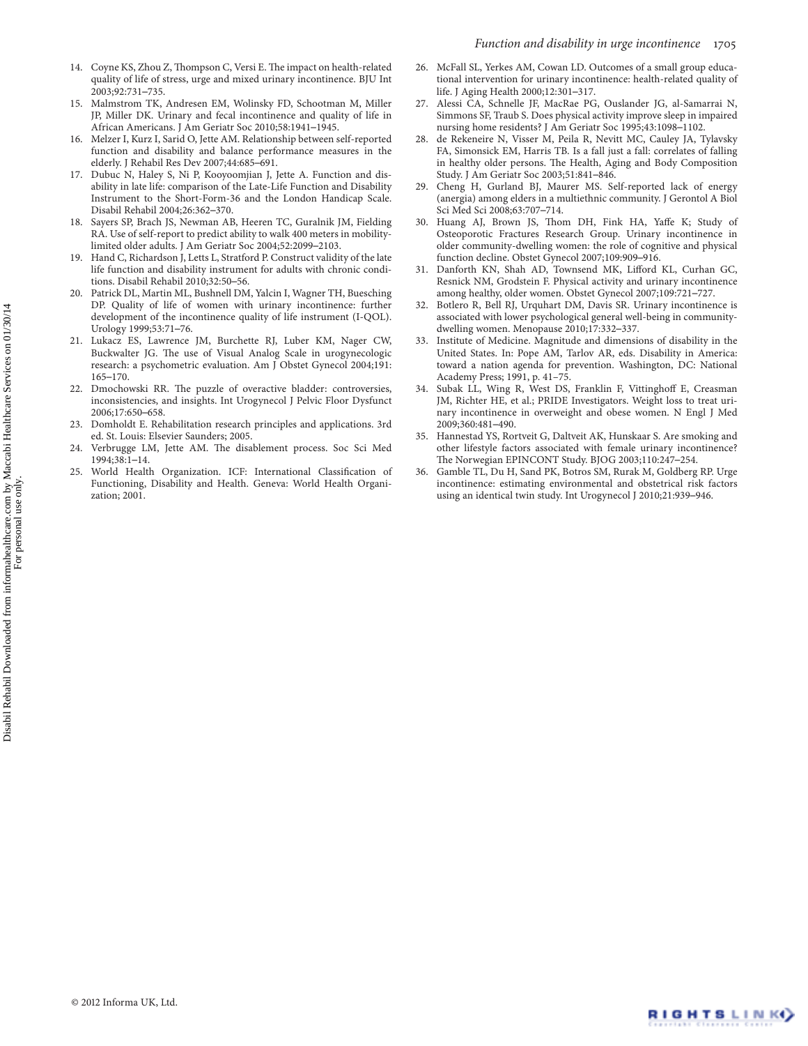14. Coyne KS, Zhou Z, Thompson C, Versi E. The impact on health-related quality of life of stress, urge and mixed urinary incontinence. BJU Int 2003;92:731–735.
15. Malmstrom TK, Andresen EM, Wolinsky FD, Schootman M, Miller JP, Miller DK. Urinary and fecal incontinence and quality of life in African Americans. J Am Geriatr Soc 2010;58:1941–1945.
16. Melzer I, Kurz I, Sarid O, Jette AM. Relationship between self-reported function and disability and balance performance measures in the elderly. J Rehabil Res Dev 2007;44:685–691.
17. Dubuc N, Haley S, Ni P, Kooyoomjian J, Jette A. Function and disability in late life: comparison of the Late-Life Function and Disability Instrument to the Short-Form-36 and the London Handicap Scale. Disabil Rehabil 2004;26:362–370.
18. Sayers SP, Brach JS, Newman AB, Heeren TC, Guralnik JM, Fielding RA. Use of self-report to predict ability to walk 400 meters in mobility-limited older adults. J Am Geriatr Soc 2004;52:2099–2103.
19. Hand C, Richardson J, Letts L, Stratford P. Construct validity of the late life function and disability instrument for adults with chronic conditions. Disabil Rehabil 2010;32:50–56.
20. Patrick DL, Martin ML, Bushnell DM, Yalcin I, Wagner TH, Buesching DP. Quality of life of women with urinary incontinence: further development of the incontinence quality of life instrument (I-QOL). Urology 1999;53:71–76.
21. Lukacz ES, Lawrence JM, Burchette RJ, Luber KM, Nager CW, Buckwalter JG. The use of Visual Analog Scale in urogynecologic research: a psychometric evaluation. Am J Obstet Gynecol 2004;191: 165–170.
22. Dmochowski RR. The puzzle of overactive bladder: controversies, inconsistencies, and insights. Int Urogynecol J Pelvic Floor Dysfunct 2006;17:650–658.
23. Domholdt E. Rehabilitation research principles and applications. 3rd ed. St. Louis: Elsevier Saunders; 2005.
24. Verbrugge LM, Jette AM. The disablement process. Soc Sci Med 1994;38:1–14.
25. World Health Organization. ICF: International Classification of Functioning, Disability and Health. Geneva: World Health Organization; 2001.
26. McFall SL, Yerkes AM, Cowan LD. Outcomes of a small group educational intervention for urinary incontinence: health-related quality of life. J Aging Health 2000;12:301–317.
27. Alessi CA, Schnelle JF, MacRae PG, Ouslander JG, al-Samarrai N, Simmons SF, Traub S. Does physical activity improve sleep in impaired nursing home residents? J Am Geriatr Soc 1995;43:1098–1102.
28. de Rekeneire N, Visser M, Peila R, Nevitt MC, Cauley JA, Tylavsky FA, Simonsick EM, Harris TB. Is a fall just a fall: correlates of falling in healthy older persons. The Health, Aging and Body Composition Study. J Am Geriatr Soc 2003;51:841–846.
29. Cheng H, Gurland BJ, Maurer MS. Self-reported lack of energy (anergia) among elders in a multiethnic community. J Gerontol A Biol Sci Med Sci 2008;63:707–714.
30. Huang AJ, Brown JS, Thom DH, Fink HA, Yaffe K; Study of Osteoporotic Fractures Research Group. Urinary incontinence in older community-dwelling women: the role of cognitive and physical function decline. Obstet Gynecol 2007;109:909–916.
31. Danforth KN, Shah AD, Townsend MK, Lifford KL, Curhan GC, Resnick NM, Grodstein F. Physical activity and urinary incontinence among healthy, older women. Obstet Gynecol 2007;109:721–727.
32. Botlero R, Bell RJ, Urquhart DM, Davis SR. Urinary incontinence is associated with lower psychological general well-being in community-dwelling women. Menopause 2010;17:332–337.
33. Institute of Medicine. Magnitude and dimensions of disability in the United States. In: Pope AM, Tarlov AR, eds. Disability in America: toward a nation agenda for prevention. Washington, DC: National Academy Press; 1991, p. 41–75.
34. Subak LL, Wing R, West DS, Franklin F, Vittinghoff E, Creasman JM, Richter HE, et al.; PRIDE Investigators. Weight loss to treat urinary incontinence in overweight and obese women. N Engl J Med 2009;360:481–490.
35. Hannestad YS, Rortveit G, Daltveit AK, Hunskaar S. Are smoking and other lifestyle factors associated with female urinary incontinence? The Norwegian EPINCONT Study. BJOG 2003;110:247–254.
36. Gamble TL, Du H, Sand PK, Botros SM, Rurak M, Goldberg RP. Urge incontinence: estimating environmental and obstetrical risk factors using an identical twin study. Int Urogynecol J 2010;21:939–946.